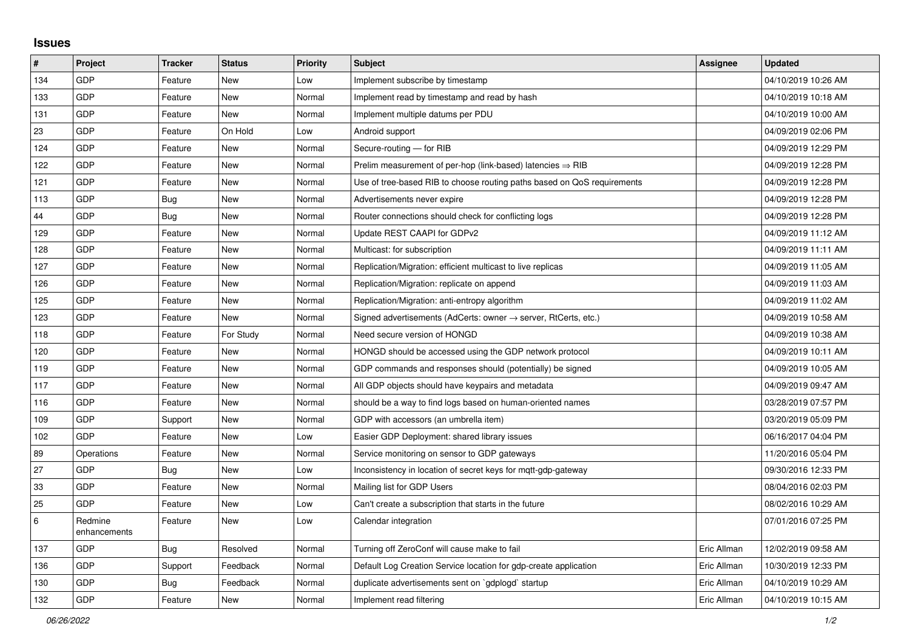## Issues

| # | Project | Tracker | Status | Priority | Subject | Assignee | Updated |
|---|---|---|---|---|---|---|---|
| 134 | GDP | Feature | New | Low | Implement subscribe by timestamp | | 04/10/2019 10:26 AM |
| 133 | GDP | Feature | New | Normal | Implement read by timestamp and read by hash | | 04/10/2019 10:18 AM |
| 131 | GDP | Feature | New | Normal | Implement multiple datums per PDU | | 04/10/2019 10:00 AM |
| 23 | GDP | Feature | On Hold | Low | Android support | | 04/09/2019 02:06 PM |
| 124 | GDP | Feature | New | Normal | Secure-routing — for RIB | | 04/09/2019 12:29 PM |
| 122 | GDP | Feature | New | Normal | Prelim measurement of per-hop (link-based) latencies ⇒ RIB | | 04/09/2019 12:28 PM |
| 121 | GDP | Feature | New | Normal | Use of tree-based RIB to choose routing paths based on QoS requirements | | 04/09/2019 12:28 PM |
| 113 | GDP | Bug | New | Normal | Advertisements never expire | | 04/09/2019 12:28 PM |
| 44 | GDP | Bug | New | Normal | Router connections should check for conflicting logs | | 04/09/2019 12:28 PM |
| 129 | GDP | Feature | New | Normal | Update REST CAAPI for GDPv2 | | 04/09/2019 11:12 AM |
| 128 | GDP | Feature | New | Normal | Multicast: for subscription | | 04/09/2019 11:11 AM |
| 127 | GDP | Feature | New | Normal | Replication/Migration: efficient multicast to live replicas | | 04/09/2019 11:05 AM |
| 126 | GDP | Feature | New | Normal | Replication/Migration: replicate on append | | 04/09/2019 11:03 AM |
| 125 | GDP | Feature | New | Normal | Replication/Migration: anti-entropy algorithm | | 04/09/2019 11:02 AM |
| 123 | GDP | Feature | New | Normal | Signed advertisements (AdCerts: owner → server, RtCerts, etc.) | | 04/09/2019 10:58 AM |
| 118 | GDP | Feature | For Study | Normal | Need secure version of HONGD | | 04/09/2019 10:38 AM |
| 120 | GDP | Feature | New | Normal | HONGD should be accessed using the GDP network protocol | | 04/09/2019 10:11 AM |
| 119 | GDP | Feature | New | Normal | GDP commands and responses should (potentially) be signed | | 04/09/2019 10:05 AM |
| 117 | GDP | Feature | New | Normal | All GDP objects should have keypairs and metadata | | 04/09/2019 09:47 AM |
| 116 | GDP | Feature | New | Normal | should be a way to find logs based on human-oriented names | | 03/28/2019 07:57 PM |
| 109 | GDP | Support | New | Normal | GDP with accessors (an umbrella item) | | 03/20/2019 05:09 PM |
| 102 | GDP | Feature | New | Low | Easier GDP Deployment: shared library issues | | 06/16/2017 04:04 PM |
| 89 | Operations | Feature | New | Normal | Service monitoring on sensor to GDP gateways | | 11/20/2016 05:04 PM |
| 27 | GDP | Bug | New | Low | Inconsistency in location of secret keys for mqtt-gdp-gateway | | 09/30/2016 12:33 PM |
| 33 | GDP | Feature | New | Normal | Mailing list for GDP Users | | 08/04/2016 02:03 PM |
| 25 | GDP | Feature | New | Low | Can't create a subscription that starts in the future | | 08/02/2016 10:29 AM |
| 6 | Redmine enhancements | Feature | New | Low | Calendar integration | | 07/01/2016 07:25 PM |
| 137 | GDP | Bug | Resolved | Normal | Turning off ZeroConf will cause make to fail | Eric Allman | 12/02/2019 09:58 AM |
| 136 | GDP | Support | Feedback | Normal | Default Log Creation Service location for gdp-create application | Eric Allman | 10/30/2019 12:33 PM |
| 130 | GDP | Bug | Feedback | Normal | duplicate advertisements sent on `gdplogd` startup | Eric Allman | 04/10/2019 10:29 AM |
| 132 | GDP | Feature | New | Normal | Implement read filtering | Eric Allman | 04/10/2019 10:15 AM |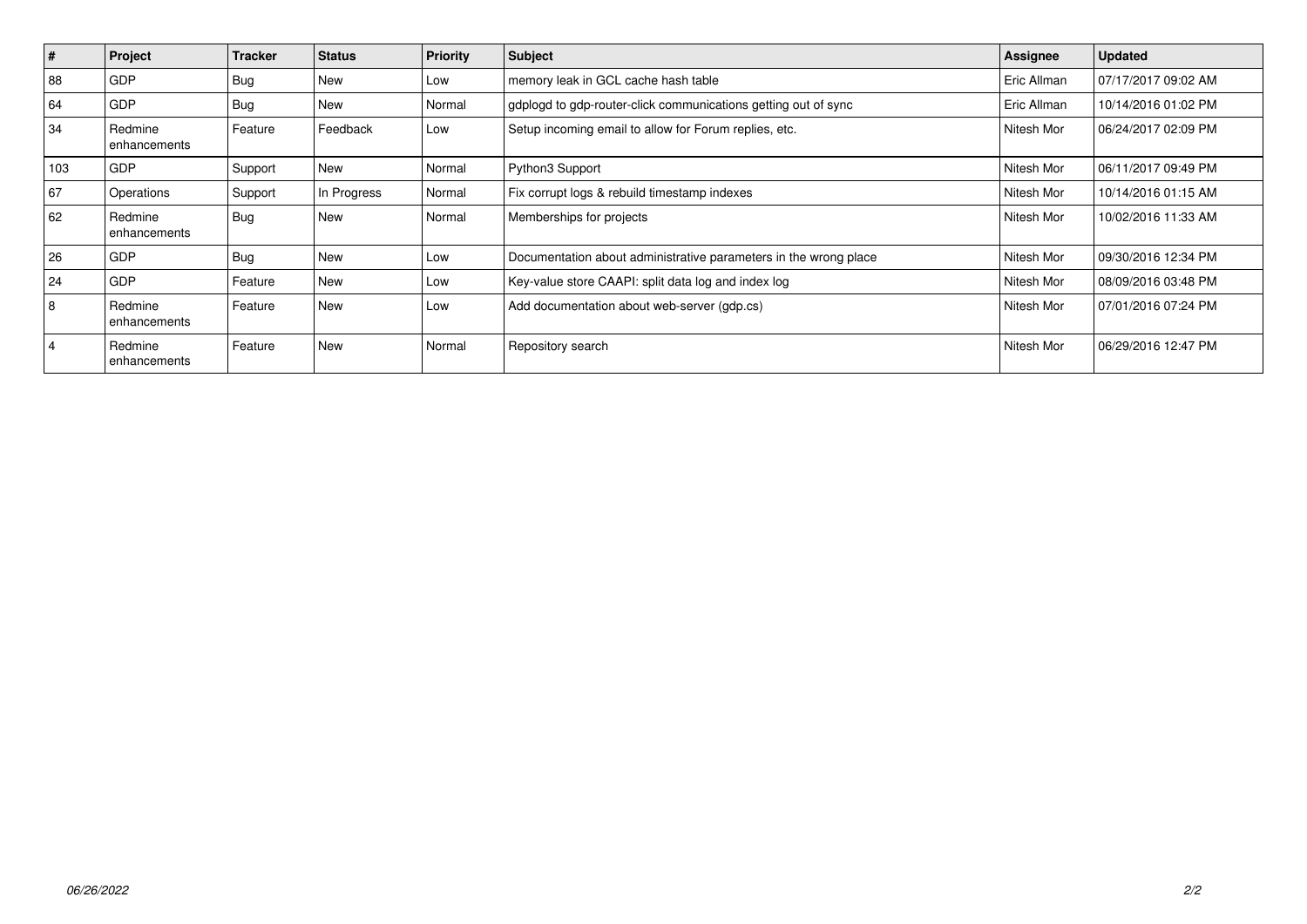| # | Project | Tracker | Status | Priority | Subject | Assignee | Updated |
|---|---|---|---|---|---|---|---|
| 88 | GDP | Bug | New | Low | memory leak in GCL cache hash table | Eric Allman | 07/17/2017 09:02 AM |
| 64 | GDP | Bug | New | Normal | gdplogd to gdp-router-click communications getting out of sync | Eric Allman | 10/14/2016 01:02 PM |
| 34 | Redmine enhancements | Feature | Feedback | Low | Setup incoming email to allow for Forum replies, etc. | Nitesh Mor | 06/24/2017 02:09 PM |
| 103 | GDP | Support | New | Normal | Python3 Support | Nitesh Mor | 06/11/2017 09:49 PM |
| 67 | Operations | Support | In Progress | Normal | Fix corrupt logs & rebuild timestamp indexes | Nitesh Mor | 10/14/2016 01:15 AM |
| 62 | Redmine enhancements | Bug | New | Normal | Memberships for projects | Nitesh Mor | 10/02/2016 11:33 AM |
| 26 | GDP | Bug | New | Low | Documentation about administrative parameters in the wrong place | Nitesh Mor | 09/30/2016 12:34 PM |
| 24 | GDP | Feature | New | Low | Key-value store CAAPI: split data log and index log | Nitesh Mor | 08/09/2016 03:48 PM |
| 8 | Redmine enhancements | Feature | New | Low | Add documentation about web-server (gdp.cs) | Nitesh Mor | 07/01/2016 07:24 PM |
| 4 | Redmine enhancements | Feature | New | Normal | Repository search | Nitesh Mor | 06/29/2016 12:47 PM |